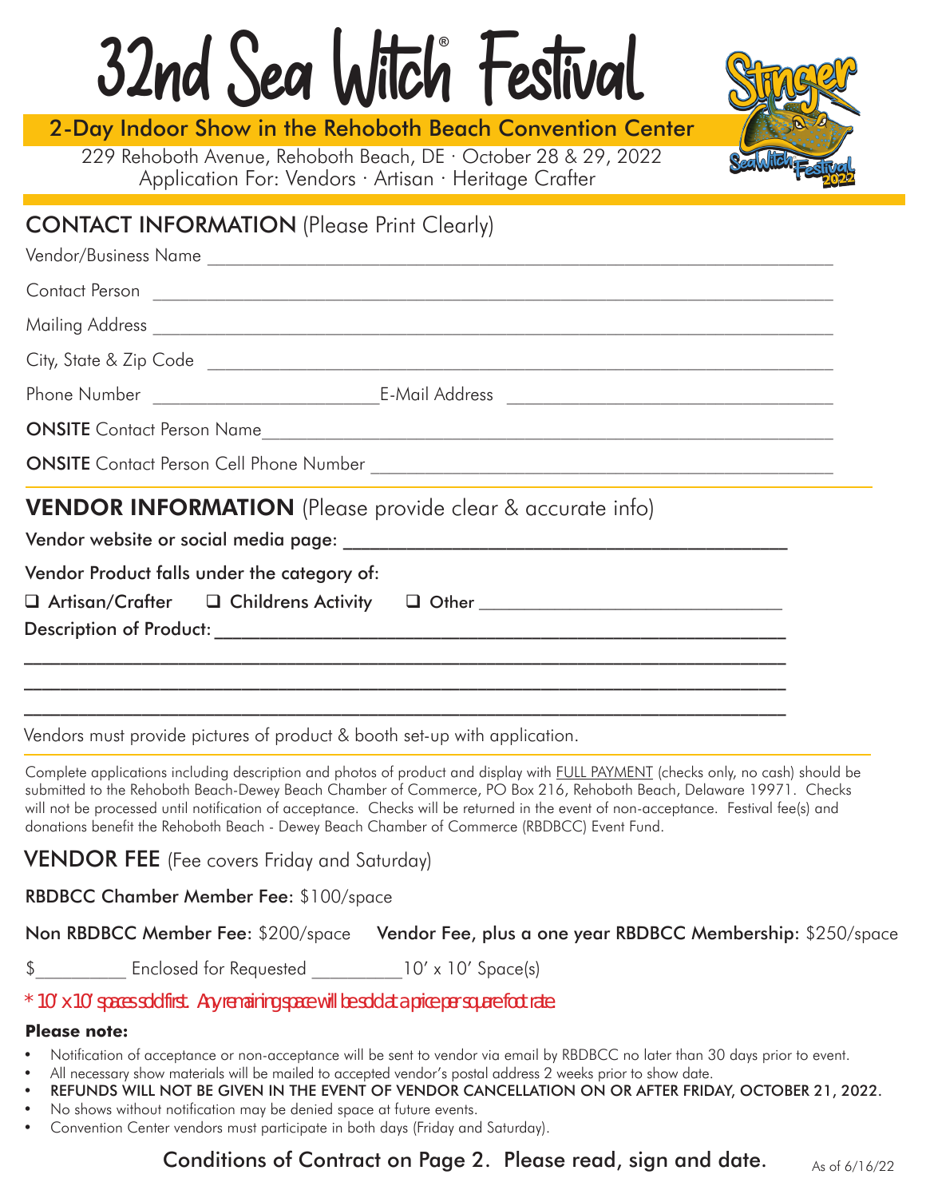# 32nd Sea Witch® Festival

## 2-Day Indoor Show in the Rehoboth Beach Convention Center

229 Rehoboth Avenue, Rehoboth Beach, DE · October 28 & 29, 2022
Application For: Vendors · Artisan · Heritage Crafter

## CONTACT INFORMATION (Please Print Clearly)

Vendor/Business Name ______________________________________________

Contact Person ______________________________________________

Mailing Address ______________________________________________

City, State & Zip Code ______________________________________________

Phone Number ______________________ E-Mail Address ______________________

**ONSITE** Contact Person Name ______________________________________________

**ONSITE** Contact Person Cell Phone Number ______________________________________________

## VENDOR INFORMATION (Please provide clear & accurate info)

Vendor website or social media page: ______________________________________________

Vendor Product falls under the category of:

❑ Artisan/Crafter ❑ Childrens Activity ❑ Other ______________________

Description of Product: ______________________________________________

______________________________________________

______________________________________________

______________________________________________

Vendors must provide pictures of product & booth set-up with application.

Complete applications including description and photos of product and display with FULL PAYMENT (checks only, no cash) should be submitted to the Rehoboth Beach-Dewey Beach Chamber of Commerce, PO Box 216, Rehoboth Beach, Delaware 19971. Checks will not be processed until notification of acceptance. Checks will be returned in the event of non-acceptance. Festival fee(s) and donations benefit the Rehoboth Beach - Dewey Beach Chamber of Commerce (RBDBCC) Event Fund.

## VENDOR FEE (Fee covers Friday and Saturday)

**RBDBCC Chamber Member Fee:** $100/space

**Non RBDBCC Member Fee:** $200/space **Vendor Fee, plus a one year RBDBCC Membership:** $250/space

$__________ Enclosed for Requested __________ 10' x 10' Space(s)

* 10' x 10' spaces sold first. Any remaining space will be sold at a price per square foot rate.

**Please note:**

- Notification of acceptance or non-acceptance will be sent to vendor via email by RBDBCC no later than 30 days prior to event.
- All necessary show materials will be mailed to accepted vendor's postal address 2 weeks prior to show date.
- REFUNDS WILL NOT BE GIVEN IN THE EVENT OF VENDOR CANCELLATION ON OR AFTER FRIDAY, OCTOBER 21, 2022.
- No shows without notification may be denied space at future events.
- Convention Center vendors must participate in both days (Friday and Saturday).

Conditions of Contract on Page 2. Please read, sign and date.

As of 6/16/22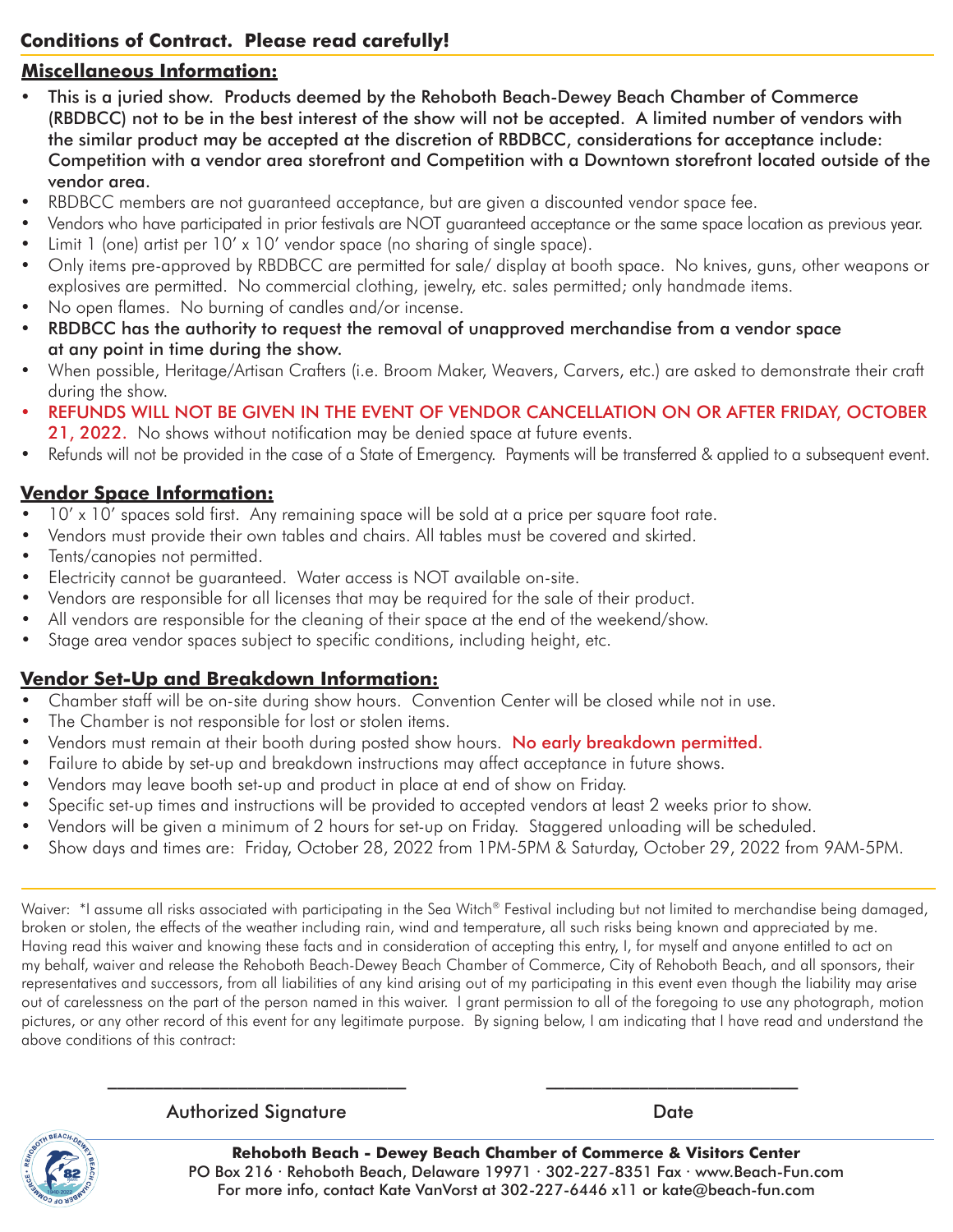## Conditions of Contract. Please read carefully!

### Miscellaneous Information:

- This is a juried show. Products deemed by the Rehoboth Beach-Dewey Beach Chamber of Commerce (RBDBCC) not to be in the best interest of the show will not be accepted. A limited number of vendors with the similar product may be accepted at the discretion of RBDBCC, considerations for acceptance include: Competition with a vendor area storefront and Competition with a Downtown storefront located outside of the vendor area.
- RBDBCC members are not guaranteed acceptance, but are given a discounted vendor space fee.
- Vendors who have participated in prior festivals are NOT guaranteed acceptance or the same space location as previous year.
- Limit 1 (one) artist per 10' x 10' vendor space (no sharing of single space).
- Only items pre-approved by RBDBCC are permitted for sale/ display at booth space. No knives, guns, other weapons or explosives are permitted. No commercial clothing, jewelry, etc. sales permitted; only handmade items.
- No open flames. No burning of candles and/or incense.
- RBDBCC has the authority to request the removal of unapproved merchandise from a vendor space at any point in time during the show.
- When possible, Heritage/Artisan Crafters (i.e. Broom Maker, Weavers, Carvers, etc.) are asked to demonstrate their craft during the show.
- **REFUNDS WILL NOT BE GIVEN IN THE EVENT OF VENDOR CANCELLATION ON OR AFTER FRIDAY, OCTOBER 21, 2022.** No shows without notification may be denied space at future events.
- Refunds will not be provided in the case of a State of Emergency. Payments will be transferred & applied to a subsequent event.

### Vendor Space Information:

- 10' x 10' spaces sold first. Any remaining space will be sold at a price per square foot rate.
- Vendors must provide their own tables and chairs. All tables must be covered and skirted.
- Tents/canopies not permitted.
- Electricity cannot be guaranteed. Water access is NOT available on-site.
- Vendors are responsible for all licenses that may be required for the sale of their product.
- All vendors are responsible for the cleaning of their space at the end of the weekend/show.
- Stage area vendor spaces subject to specific conditions, including height, etc.

### Vendor Set-Up and Breakdown Information:

- Chamber staff will be on-site during show hours. Convention Center will be closed while not in use.
- The Chamber is not responsible for lost or stolen items.
- Vendors must remain at their booth during posted show hours. **No early breakdown permitted.**
- Failure to abide by set-up and breakdown instructions may affect acceptance in future shows.
- Vendors may leave booth set-up and product in place at end of show on Friday.
- Specific set-up times and instructions will be provided to accepted vendors at least 2 weeks prior to show.
- Vendors will be given a minimum of 2 hours for set-up on Friday. Staggered unloading will be scheduled.
- Show days and times are: Friday, October 28, 2022 from 1PM-5PM & Saturday, October 29, 2022 from 9AM-5PM.

Waiver: *I assume all risks associated with participating in the Sea Witch® Festival including but not limited to merchandise being damaged, broken or stolen, the effects of the weather including rain, wind and temperature, all such risks being known and appreciated by me. Having read this waiver and knowing these facts and in consideration of accepting this entry, I, for myself and anyone entitled to act on my behalf, waiver and release the Rehoboth Beach-Dewey Beach Chamber of Commerce, City of Rehoboth Beach, and all sponsors, their representatives and successors, from all liabilities of any kind arising out of my participating in this event even though the liability may arise out of carelessness on the part of the person named in this waiver. I grant permission to all of the foregoing to use any photograph, motion pictures, or any other record of this event for any legitimate purpose. By signing below, I am indicating that I have read and understand the above conditions of this contract:

\_\_\_\_\_\_\_\_\_\_\_\_\_\_\_\_\_\_\_\_\_\_\_\_\_\_\_\_ Authorized Signature

\_\_\_\_\_\_\_\_\_\_\_\_\_\_\_\_\_\_\_\_\_\_\_\_ Date

**Rehoboth Beach - Dewey Beach Chamber of Commerce & Visitors Center**
PO Box 216 · Rehoboth Beach, Delaware 19971 · 302-227-8351 Fax · www.Beach-Fun.com
For more info, contact Kate VanVorst at 302-227-6446 x11 or kate@beach-fun.com